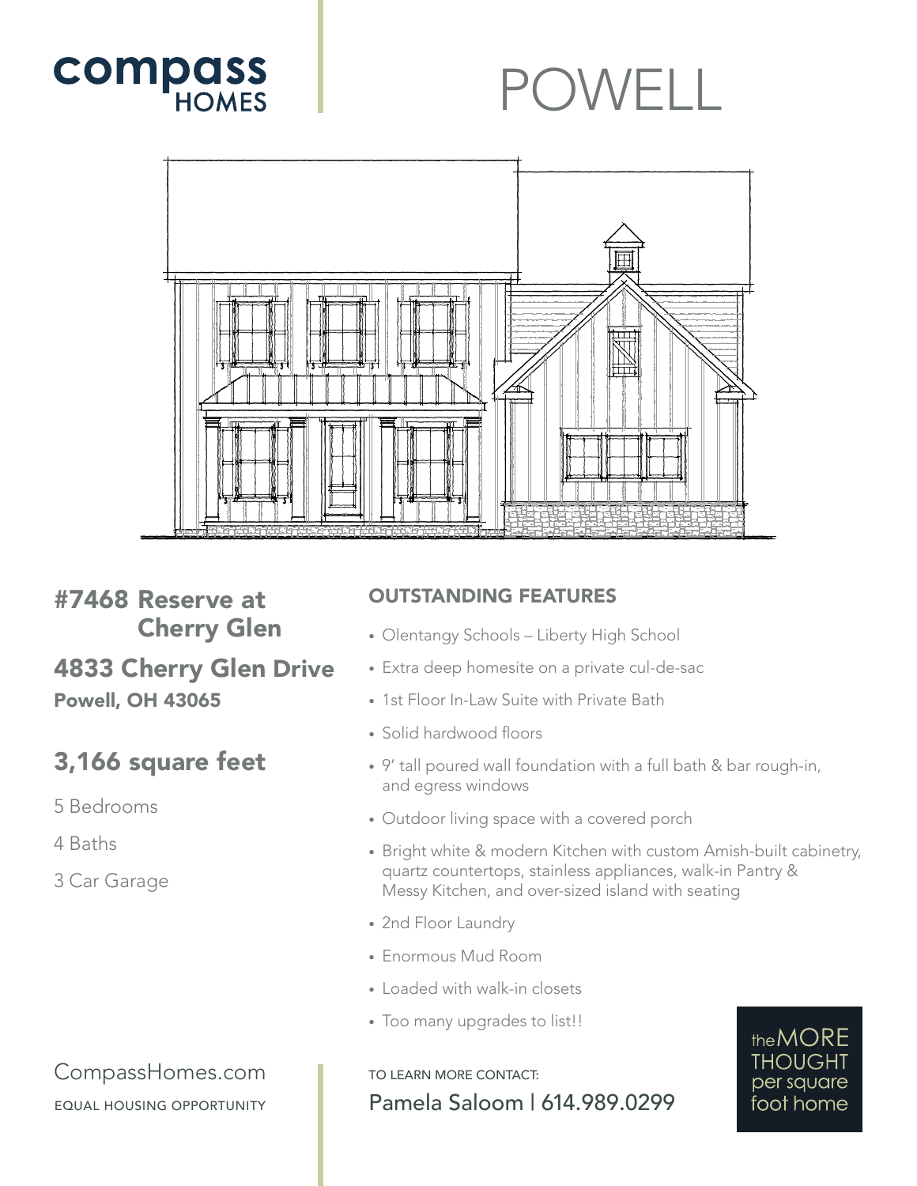compass HOMES

# POWELL

## #7468 Reserve at Cherry Glen

## 4833 Cherry Glen Drive

**Powell, OH 43065**

## 3,166 square feet

5 Bedrooms

4 Baths

3 Car Garage

### OUTSTANDING FEATURES

- Olentangy Schools – Liberty High School
- Extra deep homesite on a private cul-de-sac
- 1st Floor In-Law Suite with Private Bath
- Solid hardwood floors
- 9' tall poured wall foundation with a full bath & bar rough-in, and egress windows
- Outdoor living space with a covered porch
- Bright white & modern Kitchen with custom Amish-built cabinetry, quartz countertops, stainless appliances, walk-in Pantry & Messy Kitchen, and over-sized island with seating
- 2nd Floor Laundry
- Enormous Mud Room
- Loaded with walk-in closets
- Too many upgrades to list!!

CompassHomes.com

EQUAL HOUSING OPPORTUNITY

TO LEARN MORE CONTACT:

Pamela Saloom | 614.989.0299

the MORE THOUGHT per square foot home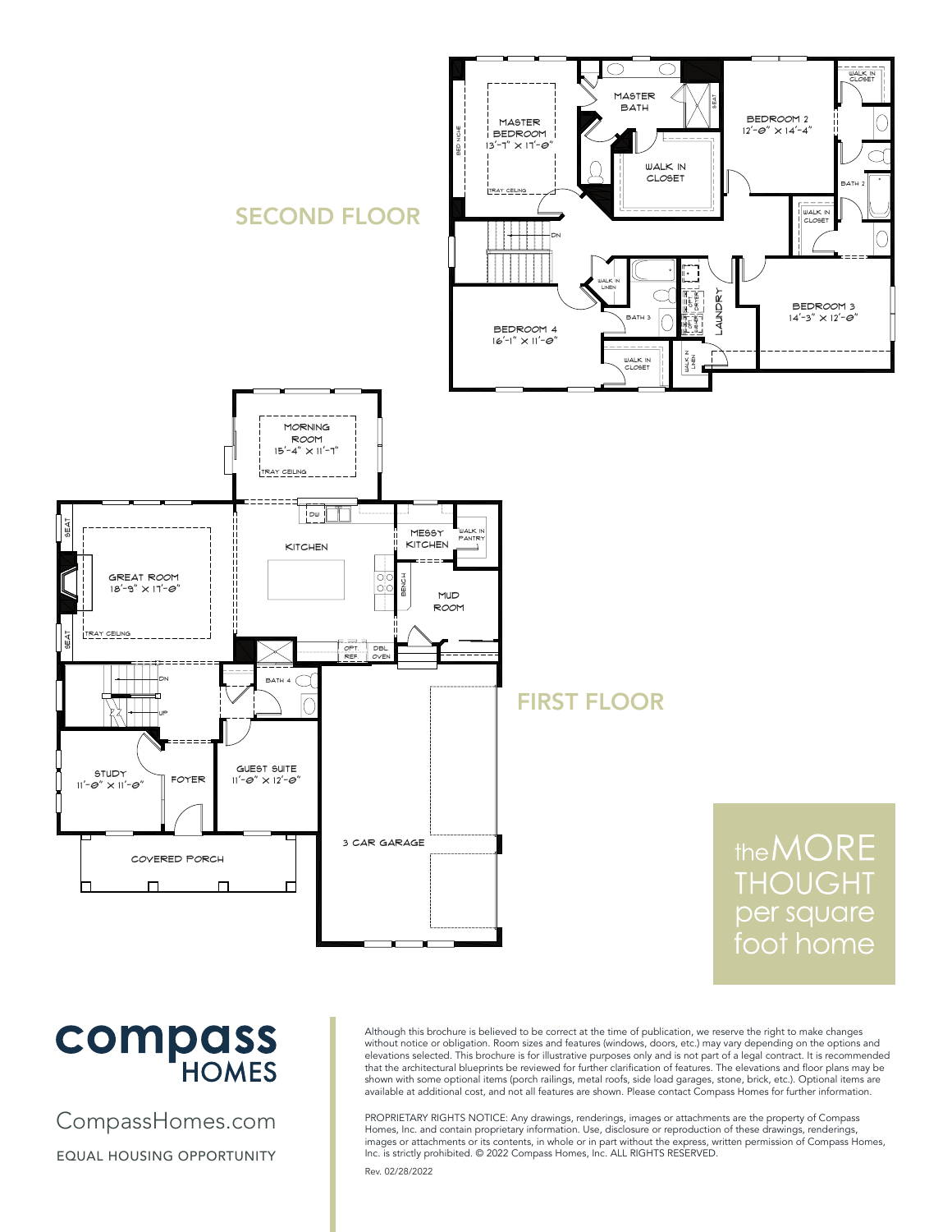## SECOND FLOOR

MASTER BEDROOM
13'-7" × 17'-0"

BED NICHE

TRAY CEILING

MASTER BATH

SEAT

WALK IN CLOSET

BEDROOM 2
12'-0" × 14'-4"

WALK IN CLOSET

BATH 2

WALK IN CLOSET

DN

WALK IN LINEN

BATH 3

OPT. DRYER

OPT. WASHER

LAUNDRY

BEDROOM 3
14'-3" × 12'-0"

BEDROOM 4
16'-1" × 11'-0"

WALK IN CLOSET

WALK IN LINEN

## FIRST FLOOR

MORNING ROOM
15'-4" × 11'-7"

TRAY CEILING

DW

KITCHEN

MESSY KITCHEN

WALK IN PANTRY

BENCH

MUD ROOM

SEAT

GREAT ROOM
18'-9" × 17'-0"

TRAY CEILING

SEAT

OPT. REF.

DBL OVEN

DN

UP

BATH 4

STUDY
11'-0" × 11'-0"

FOYER

GUEST SUITE
11'-0" × 12'-0"

3 CAR GARAGE

COVERED PORCH

the MORE THOUGHT per square foot home

**compass HOMES**

CompassHomes.com

EQUAL HOUSING OPPORTUNITY

Although this brochure is believed to be correct at the time of publication, we reserve the right to make changes without notice or obligation. Room sizes and features (windows, doors, etc.) may vary depending on the options and elevations selected. This brochure is for illustrative purposes only and is not part of a legal contract. It is recommended that the architectural blueprints be reviewed for further clarification of features. The elevations and floor plans may be shown with some optional items (porch railings, metal roofs, side load garages, stone, brick, etc.). Optional items are available at additional cost, and not all features are shown. Please contact Compass Homes for further information.

PROPRIETARY RIGHTS NOTICE: Any drawings, renderings, images or attachments are the property of Compass Homes, Inc. and contain proprietary information. Use, disclosure or reproduction of these drawings, renderings, images or attachments or its contents, in whole or in part without the express, written permission of Compass Homes, Inc. is strictly prohibited. © 2022 Compass Homes, Inc. ALL RIGHTS RESERVED.

Rev. 02/28/2022